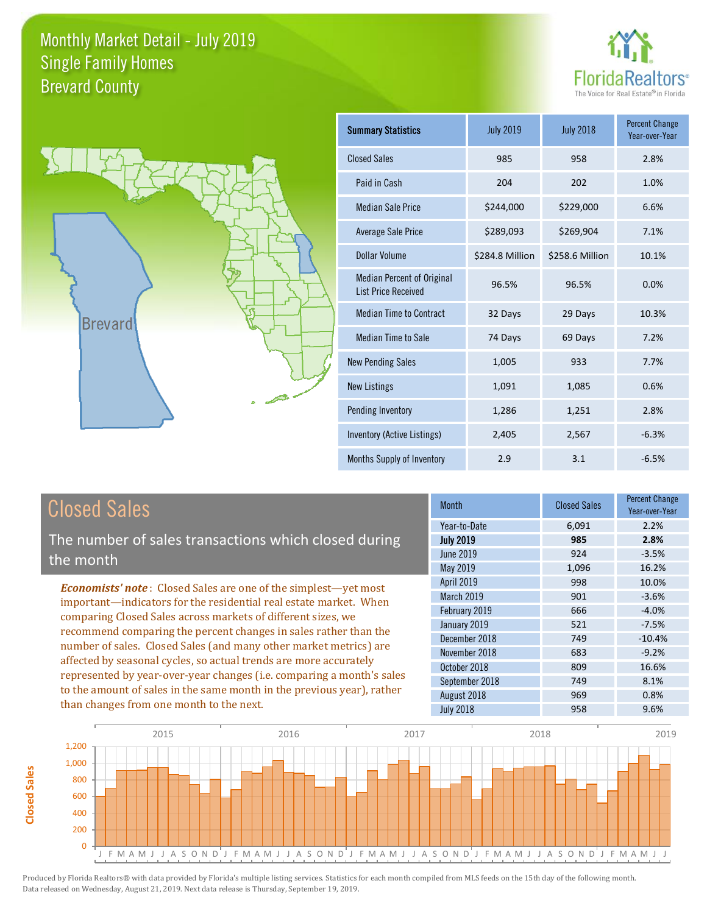# Monthly Market Detail - July 2019
## Single Family Homes
## Brevard County

FloridaRealtors®
The Voice for Real Estate® in Florida

Brevard

| Summary Statistics | July 2019 | July 2018 | Percent Change Year-over-Year |
|---|---|---|---|
| Closed Sales | 985 | 958 | 2.8% |
| Paid in Cash | 204 | 202 | 1.0% |
| Median Sale Price | $244,000 | $229,000 | 6.6% |
| Average Sale Price | $289,093 | $269,904 | 7.1% |
| Dollar Volume | $284.8 Million | $258.6 Million | 10.1% |
| Median Percent of Original List Price Received | 96.5% | 96.5% | 0.0% |
| Median Time to Contract | 32 Days | 29 Days | 10.3% |
| Median Time to Sale | 74 Days | 69 Days | 7.2% |
| New Pending Sales | 1,005 | 933 | 7.7% |
| New Listings | 1,091 | 1,085 | 0.6% |
| Pending Inventory | 1,286 | 1,251 | 2.8% |
| Inventory (Active Listings) | 2,405 | 2,567 | -6.3% |
| Months Supply of Inventory | 2.9 | 3.1 | -6.5% |

## Closed Sales

The number of sales transactions which closed during the month

*Economists' note*: Closed Sales are one of the simplest—yet most important—indicators for the residential real estate market. When comparing Closed Sales across markets of different sizes, we recommend comparing the percent changes in sales rather than the number of sales. Closed Sales (and many other market metrics) are affected by seasonal cycles, so actual trends are more accurately represented by year-over-year changes (i.e. comparing a month's sales to the amount of sales in the same month in the previous year), rather than changes from one month to the next.

| Month | Closed Sales | Percent Change Year-over-Year |
|---|---|---|
| Year-to-Date | 6,091 | 2.2% |
| **July 2019** | **985** | **2.8%** |
| June 2019 | 924 | -3.5% |
| May 2019 | 1,096 | 16.2% |
| April 2019 | 998 | 10.0% |
| March 2019 | 901 | -3.6% |
| February 2019 | 666 | -4.0% |
| January 2019 | 521 | -7.5% |
| December 2018 | 749 | -10.4% |
| November 2018 | 683 | -9.2% |
| October 2018 | 809 | 16.6% |
| September 2018 | 749 | 8.1% |
| August 2018 | 969 | 0.8% |
| July 2018 | 958 | 9.6% |

Produced by Florida Realtors® with data provided by Florida's multiple listing services. Statistics for each month compiled from MLS feeds on the 15th day of the following month. Data released on Wednesday, August 21, 2019. Next data release is Thursday, September 19, 2019.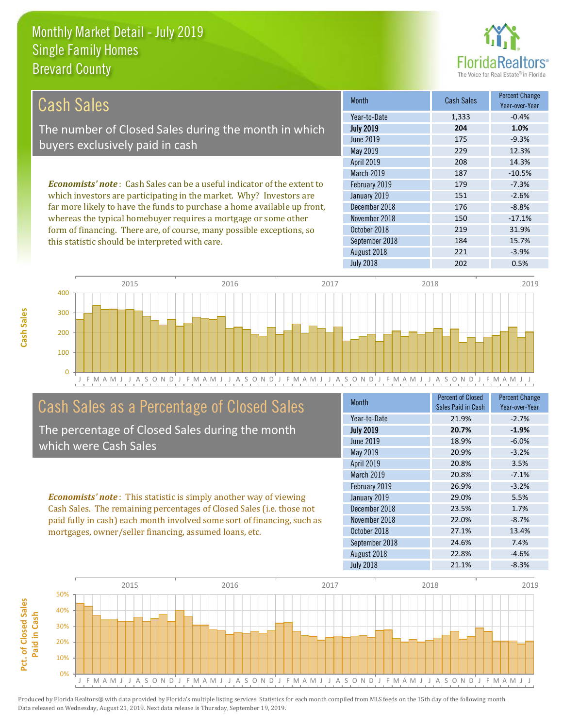# Monthly Market Detail - July 2019
## Single Family Homes
## Brevard County

## Cash Sales

The number of Closed Sales during the month in which buyers exclusively paid in cash

*Economists' note*: Cash Sales can be a useful indicator of the extent to which investors are participating in the market. Why? Investors are far more likely to have the funds to purchase a home available up front, whereas the typical homebuyer requires a mortgage or some other form of financing. There are, of course, many possible exceptions, so this statistic should be interpreted with care.

| Month | Cash Sales | Percent Change Year-over-Year |
|---|---|---|
| Year-to-Date | 1,333 | -0.4% |
| **July 2019** | **204** | **1.0%** |
| June 2019 | 175 | -9.3% |
| May 2019 | 229 | 12.3% |
| April 2019 | 208 | 14.3% |
| March 2019 | 187 | -10.5% |
| February 2019 | 179 | -7.3% |
| January 2019 | 151 | -2.6% |
| December 2018 | 176 | -8.8% |
| November 2018 | 150 | -17.1% |
| October 2018 | 219 | 31.9% |
| September 2018 | 184 | 15.7% |
| August 2018 | 221 | -3.9% |
| July 2018 | 202 | 0.5% |

## Cash Sales as a Percentage of Closed Sales

The percentage of Closed Sales during the month which were Cash Sales

*Economists' note*: This statistic is simply another way of viewing Cash Sales. The remaining percentages of Closed Sales (i.e. those not paid fully in cash) each month involved some sort of financing, such as mortgages, owner/seller financing, assumed loans, etc.

| Month | Percent of Closed Sales Paid in Cash | Percent Change Year-over-Year |
|---|---|---|
| Year-to-Date | 21.9% | -2.7% |
| **July 2019** | **20.7%** | **-1.9%** |
| June 2019 | 18.9% | -6.0% |
| May 2019 | 20.9% | -3.2% |
| April 2019 | 20.8% | 3.5% |
| March 2019 | 20.8% | -7.1% |
| February 2019 | 26.9% | -3.2% |
| January 2019 | 29.0% | 5.5% |
| December 2018 | 23.5% | 1.7% |
| November 2018 | 22.0% | -8.7% |
| October 2018 | 27.1% | 13.4% |
| September 2018 | 24.6% | 7.4% |
| August 2018 | 22.8% | -4.6% |
| July 2018 | 21.1% | -8.3% |

Produced by Florida Realtors® with data provided by Florida's multiple listing services. Statistics for each month compiled from MLS feeds on the 15th day of the following month. Data released on Wednesday, August 21, 2019. Next data release is Thursday, September 19, 2019.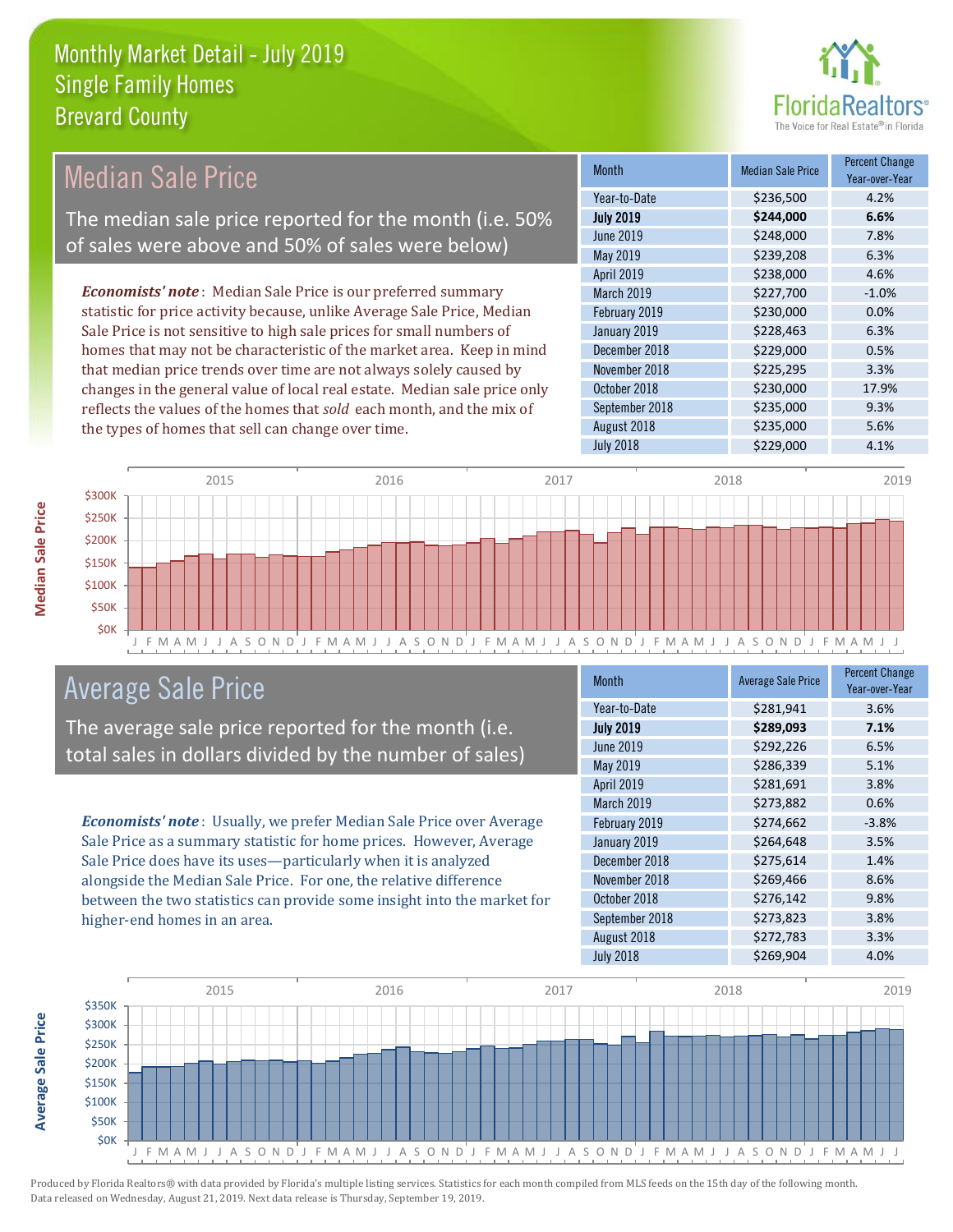# Monthly Market Detail - July 2019
## Single Family Homes
## Brevard County

## Median Sale Price

The median sale price reported for the month (i.e. 50% of sales were above and 50% of sales were below)

***Economists' note***: Median Sale Price is our preferred summary statistic for price activity because, unlike Average Sale Price, Median Sale Price is not sensitive to high sale prices for small numbers of homes that may not be characteristic of the market area. Keep in mind that median price trends over time are not always solely caused by changes in the general value of local real estate. Median sale price only reflects the values of the homes that *sold* each month, and the mix of the types of homes that sell can change over time.

| Month | Median Sale Price | Percent Change Year-over-Year |
|---|---|---|
| Year-to-Date | $236,500 | 4.2% |
| **July 2019** | **$244,000** | **6.6%** |
| June 2019 | $248,000 | 7.8% |
| May 2019 | $239,208 | 6.3% |
| April 2019 | $238,000 | 4.6% |
| March 2019 | $227,700 | -1.0% |
| February 2019 | $230,000 | 0.0% |
| January 2019 | $228,463 | 6.3% |
| December 2018 | $229,000 | 0.5% |
| November 2018 | $225,295 | 3.3% |
| October 2018 | $230,000 | 17.9% |
| September 2018 | $235,000 | 9.3% |
| August 2018 | $235,000 | 5.6% |
| July 2018 | $229,000 | 4.1% |

## Average Sale Price

The average sale price reported for the month (i.e. total sales in dollars divided by the number of sales)

***Economists' note***: Usually, we prefer Median Sale Price over Average Sale Price as a summary statistic for home prices. However, Average Sale Price does have its uses—particularly when it is analyzed alongside the Median Sale Price. For one, the relative difference between the two statistics can provide some insight into the market for higher-end homes in an area.

| Month | Average Sale Price | Percent Change Year-over-Year |
|---|---|---|
| Year-to-Date | $281,941 | 3.6% |
| **July 2019** | **$289,093** | **7.1%** |
| June 2019 | $292,226 | 6.5% |
| May 2019 | $286,339 | 5.1% |
| April 2019 | $281,691 | 3.8% |
| March 2019 | $273,882 | 0.6% |
| February 2019 | $274,662 | -3.8% |
| January 2019 | $264,648 | 3.5% |
| December 2018 | $275,614 | 1.4% |
| November 2018 | $269,466 | 8.6% |
| October 2018 | $276,142 | 9.8% |
| September 2018 | $273,823 | 3.8% |
| August 2018 | $272,783 | 3.3% |
| July 2018 | $269,904 | 4.0% |

Produced by Florida Realtors® with data provided by Florida's multiple listing services. Statistics for each month compiled from MLS feeds on the 15th day of the following month. Data released on Wednesday, August 21, 2019. Next data release is Thursday, September 19, 2019.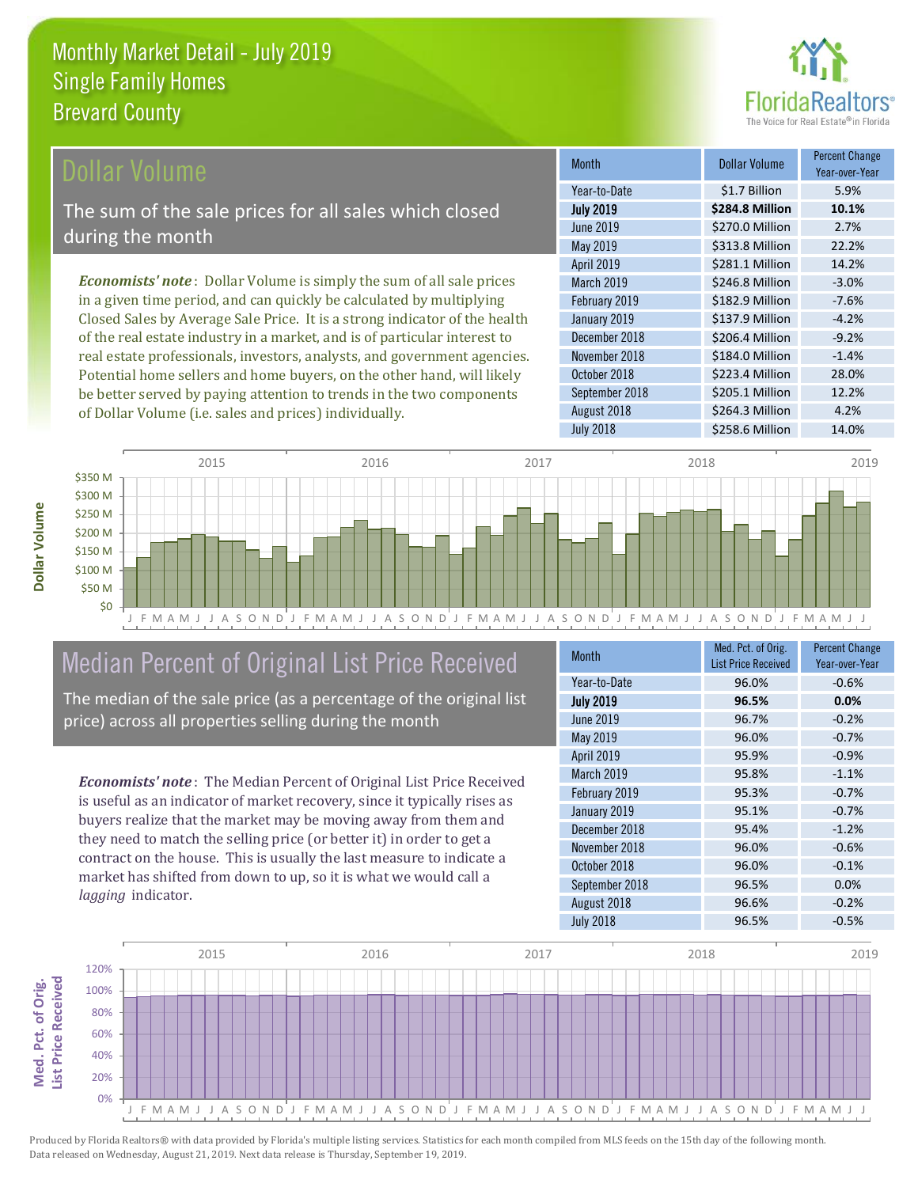# Monthly Market Detail - July 2019
## Single Family Homes
## Brevard County

## Dollar Volume

The sum of the sale prices for all sales which closed during the month

*Economists' note*: Dollar Volume is simply the sum of all sale prices in a given time period, and can quickly be calculated by multiplying Closed Sales by Average Sale Price. It is a strong indicator of the health of the real estate industry in a market, and is of particular interest to real estate professionals, investors, analysts, and government agencies. Potential home sellers and home buyers, on the other hand, will likely be better served by paying attention to trends in the two components of Dollar Volume (i.e. sales and prices) individually.

| Month | Dollar Volume | Percent Change Year-over-Year |
|---|---|---|
| Year-to-Date | $1.7 Billion | 5.9% |
| **July 2019** | **$284.8 Million** | **10.1%** |
| June 2019 | $270.0 Million | 2.7% |
| May 2019 | $313.8 Million | 22.2% |
| April 2019 | $281.1 Million | 14.2% |
| March 2019 | $246.8 Million | -3.0% |
| February 2019 | $182.9 Million | -7.6% |
| January 2019 | $137.9 Million | -4.2% |
| December 2018 | $206.4 Million | -9.2% |
| November 2018 | $184.0 Million | -1.4% |
| October 2018 | $223.4 Million | 28.0% |
| September 2018 | $205.1 Million | 12.2% |
| August 2018 | $264.3 Million | 4.2% |
| July 2018 | $258.6 Million | 14.0% |

## Median Percent of Original List Price Received

The median of the sale price (as a percentage of the original list price) across all properties selling during the month

*Economists' note*: The Median Percent of Original List Price Received is useful as an indicator of market recovery, since it typically rises as buyers realize that the market may be moving away from them and they need to match the selling price (or better it) in order to get a contract on the house. This is usually the last measure to indicate a market has shifted from down to up, so it is what we would call a *lagging* indicator.

| Month | Med. Pct. of Orig. List Price Received | Percent Change Year-over-Year |
|---|---|---|
| Year-to-Date | 96.0% | -0.6% |
| **July 2019** | **96.5%** | **0.0%** |
| June 2019 | 96.7% | -0.2% |
| May 2019 | 96.0% | -0.7% |
| April 2019 | 95.9% | -0.9% |
| March 2019 | 95.8% | -1.1% |
| February 2019 | 95.3% | -0.7% |
| January 2019 | 95.1% | -0.7% |
| December 2018 | 95.4% | -1.2% |
| November 2018 | 96.0% | -0.6% |
| October 2018 | 96.0% | -0.1% |
| September 2018 | 96.5% | 0.0% |
| August 2018 | 96.6% | -0.2% |
| July 2018 | 96.5% | -0.5% |

Produced by Florida Realtors® with data provided by Florida's multiple listing services. Statistics for each month compiled from MLS feeds on the 15th day of the following month. Data released on Wednesday, August 21, 2019. Next data release is Thursday, September 19, 2019.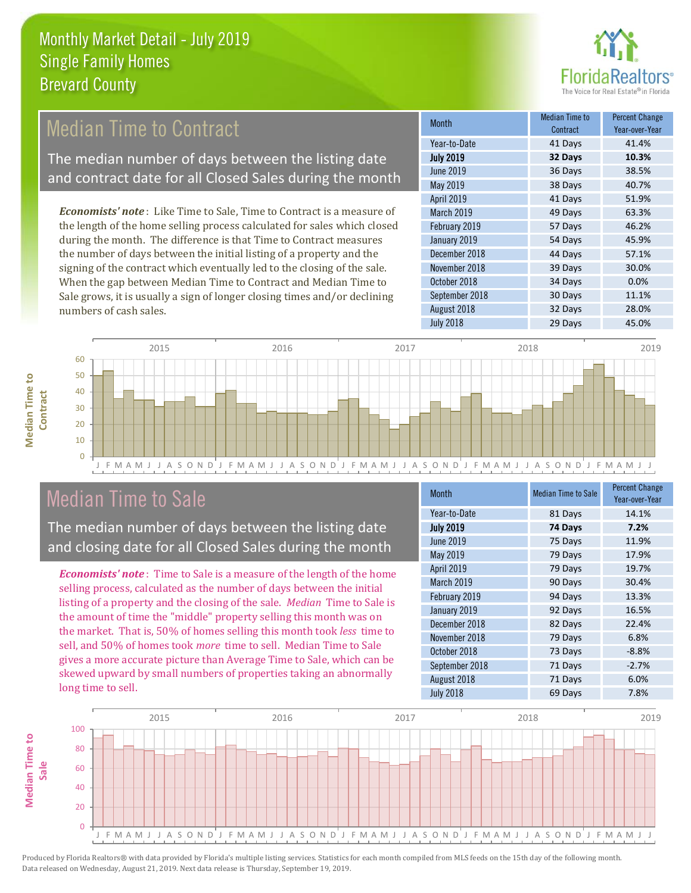# Monthly Market Detail - July 2019
## Single Family Homes
## Brevard County

## Median Time to Contract

The median number of days between the listing date and contract date for all Closed Sales during the month

*Economists' note*: Like Time to Sale, Time to Contract is a measure of the length of the home selling process calculated for sales which closed during the month. The difference is that Time to Contract measures the number of days between the initial listing of a property and the signing of the contract which eventually led to the closing of the sale. When the gap between Median Time to Contract and Median Time to Sale grows, it is usually a sign of longer closing times and/or declining numbers of cash sales.

| Month | Median Time to Contract | Percent Change Year-over-Year |
|---|---|---|
| Year-to-Date | 41 Days | 41.4% |
| **July 2019** | **32 Days** | **10.3%** |
| June 2019 | 36 Days | 38.5% |
| May 2019 | 38 Days | 40.7% |
| April 2019 | 41 Days | 51.9% |
| March 2019 | 49 Days | 63.3% |
| February 2019 | 57 Days | 46.2% |
| January 2019 | 54 Days | 45.9% |
| December 2018 | 44 Days | 57.1% |
| November 2018 | 39 Days | 30.0% |
| October 2018 | 34 Days | 0.0% |
| September 2018 | 30 Days | 11.1% |
| August 2018 | 32 Days | 28.0% |
| July 2018 | 29 Days | 45.0% |

## Median Time to Sale

The median number of days between the listing date and closing date for all Closed Sales during the month

*Economists' note*: Time to Sale is a measure of the length of the home selling process, calculated as the number of days between the initial listing of a property and the closing of the sale. *Median* Time to Sale is the amount of time the "middle" property selling this month was on the market. That is, 50% of homes selling this month took *less* time to sell, and 50% of homes took *more* time to sell. Median Time to Sale gives a more accurate picture than Average Time to Sale, which can be skewed upward by small numbers of properties taking an abnormally long time to sell.

| Month | Median Time to Sale | Percent Change Year-over-Year |
|---|---|---|
| Year-to-Date | 81 Days | 14.1% |
| **July 2019** | **74 Days** | **7.2%** |
| June 2019 | 75 Days | 11.9% |
| May 2019 | 79 Days | 17.9% |
| April 2019 | 79 Days | 19.7% |
| March 2019 | 90 Days | 30.4% |
| February 2019 | 94 Days | 13.3% |
| January 2019 | 92 Days | 16.5% |
| December 2018 | 82 Days | 22.4% |
| November 2018 | 79 Days | 6.8% |
| October 2018 | 73 Days | -8.8% |
| September 2018 | 71 Days | -2.7% |
| August 2018 | 71 Days | 6.0% |
| July 2018 | 69 Days | 7.8% |

Produced by Florida Realtors® with data provided by Florida's multiple listing services. Statistics for each month compiled from MLS feeds on the 15th day of the following month. Data released on Wednesday, August 21, 2019. Next data release is Thursday, September 19, 2019.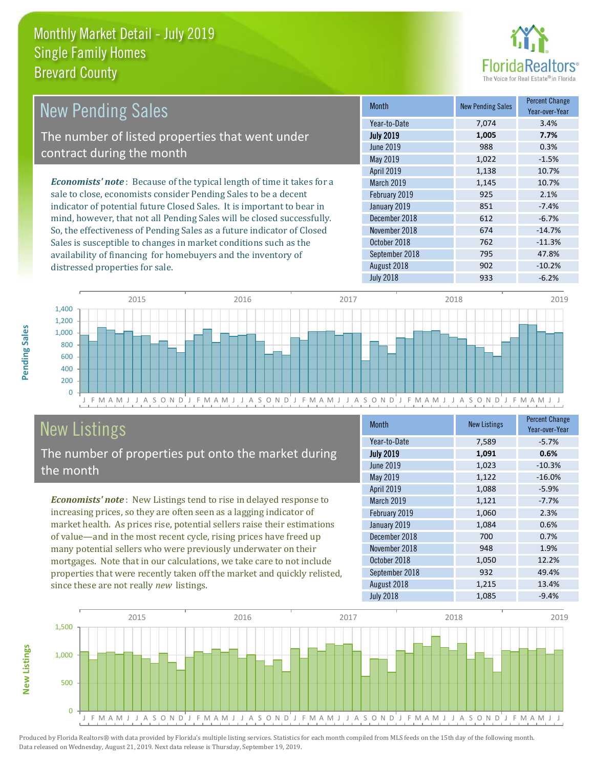# Monthly Market Detail - July 2019
## Single Family Homes
## Brevard County

## New Pending Sales

The number of listed properties that went under contract during the month

*Economists' note*: Because of the typical length of time it takes for a sale to close, economists consider Pending Sales to be a decent indicator of potential future Closed Sales. It is important to bear in mind, however, that not all Pending Sales will be closed successfully. So, the effectiveness of Pending Sales as a future indicator of Closed Sales is susceptible to changes in market conditions such as the availability of financing for homebuyers and the inventory of distressed properties for sale.

| Month | New Pending Sales | Percent Change Year-over-Year |
|---|---|---|
| Year-to-Date | 7,074 | 3.4% |
| **July 2019** | **1,005** | **7.7%** |
| June 2019 | 988 | 0.3% |
| May 2019 | 1,022 | -1.5% |
| April 2019 | 1,138 | 10.7% |
| March 2019 | 1,145 | 10.7% |
| February 2019 | 925 | 2.1% |
| January 2019 | 851 | -7.4% |
| December 2018 | 612 | -6.7% |
| November 2018 | 674 | -14.7% |
| October 2018 | 762 | -11.3% |
| September 2018 | 795 | 47.8% |
| August 2018 | 902 | -10.2% |
| July 2018 | 933 | -6.2% |

## New Listings

The number of properties put onto the market during the month

*Economists' note*: New Listings tend to rise in delayed response to increasing prices, so they are often seen as a lagging indicator of market health. As prices rise, potential sellers raise their estimations of value—and in the most recent cycle, rising prices have freed up many potential sellers who were previously underwater on their mortgages. Note that in our calculations, we take care to not include properties that were recently taken off the market and quickly relisted, since these are not really *new* listings.

| Month | New Listings | Percent Change Year-over-Year |
|---|---|---|
| Year-to-Date | 7,589 | -5.7% |
| **July 2019** | **1,091** | **0.6%** |
| June 2019 | 1,023 | -10.3% |
| May 2019 | 1,122 | -16.0% |
| April 2019 | 1,088 | -5.9% |
| March 2019 | 1,121 | -7.7% |
| February 2019 | 1,060 | 2.3% |
| January 2019 | 1,084 | 0.6% |
| December 2018 | 700 | 0.7% |
| November 2018 | 948 | 1.9% |
| October 2018 | 1,050 | 12.2% |
| September 2018 | 932 | 49.4% |
| August 2018 | 1,215 | 13.4% |
| July 2018 | 1,085 | -9.4% |

Produced by Florida Realtors® with data provided by Florida's multiple listing services. Statistics for each month compiled from MLS feeds on the 15th day of the following month. Data released on Wednesday, August 21, 2019. Next data release is Thursday, September 19, 2019.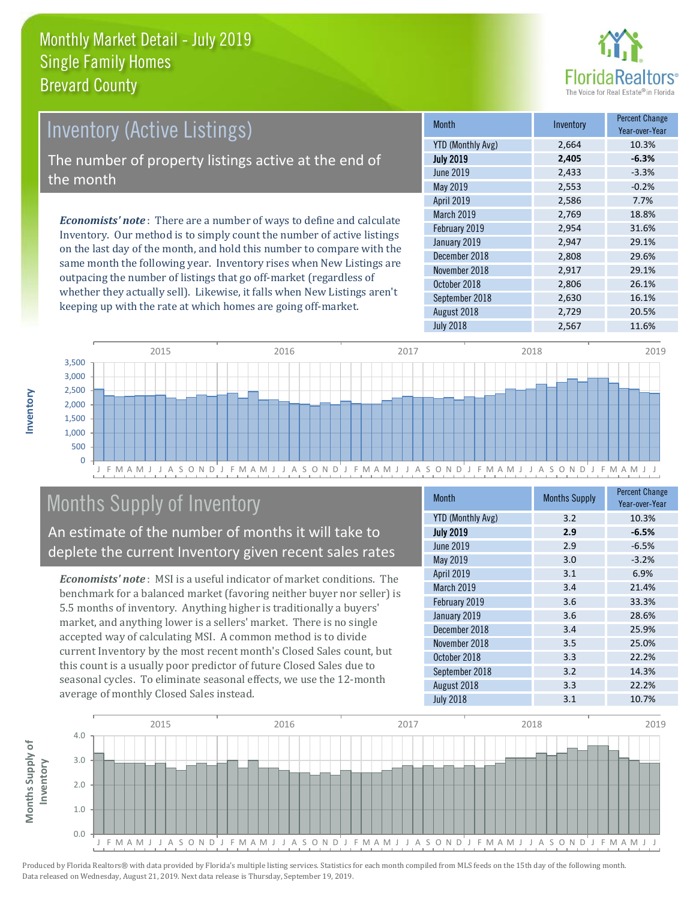# Monthly Market Detail - July 2019
## Single Family Homes
## Brevard County

## Inventory (Active Listings)

The number of property listings active at the end of the month

***Economists' note***: There are a number of ways to define and calculate Inventory. Our method is to simply count the number of active listings on the last day of the month, and hold this number to compare with the same month the following year. Inventory rises when New Listings are outpacing the number of listings that go off-market (regardless of whether they actually sell). Likewise, it falls when New Listings aren't keeping up with the rate at which homes are going off-market.

| Month | Inventory | Percent Change Year-over-Year |
|---|---|---|
| YTD (Monthly Avg) | 2,664 | 10.3% |
| **July 2019** | **2,405** | **-6.3%** |
| June 2019 | 2,433 | -3.3% |
| May 2019 | 2,553 | -0.2% |
| April 2019 | 2,586 | 7.7% |
| March 2019 | 2,769 | 18.8% |
| February 2019 | 2,954 | 31.6% |
| January 2019 | 2,947 | 29.1% |
| December 2018 | 2,808 | 29.6% |
| November 2018 | 2,917 | 29.1% |
| October 2018 | 2,806 | 26.1% |
| September 2018 | 2,630 | 16.1% |
| August 2018 | 2,729 | 20.5% |
| July 2018 | 2,567 | 11.6% |

## Months Supply of Inventory

An estimate of the number of months it will take to deplete the current Inventory given recent sales rates

***Economists' note***: MSI is a useful indicator of market conditions. The benchmark for a balanced market (favoring neither buyer nor seller) is 5.5 months of inventory. Anything higher is traditionally a buyers' market, and anything lower is a sellers' market. There is no single accepted way of calculating MSI. A common method is to divide current Inventory by the most recent month's Closed Sales count, but this count is a usually poor predictor of future Closed Sales due to seasonal cycles. To eliminate seasonal effects, we use the 12-month average of monthly Closed Sales instead.

| Month | Months Supply | Percent Change Year-over-Year |
|---|---|---|
| YTD (Monthly Avg) | 3.2 | 10.3% |
| **July 2019** | **2.9** | **-6.5%** |
| June 2019 | 2.9 | -6.5% |
| May 2019 | 3.0 | -3.2% |
| April 2019 | 3.1 | 6.9% |
| March 2019 | 3.4 | 21.4% |
| February 2019 | 3.6 | 33.3% |
| January 2019 | 3.6 | 28.6% |
| December 2018 | 3.4 | 25.9% |
| November 2018 | 3.5 | 25.0% |
| October 2018 | 3.3 | 22.2% |
| September 2018 | 3.2 | 14.3% |
| August 2018 | 3.3 | 22.2% |
| July 2018 | 3.1 | 10.7% |

Produced by Florida Realtors® with data provided by Florida's multiple listing services. Statistics for each month compiled from MLS feeds on the 15th day of the following month. Data released on Wednesday, August 21, 2019. Next data release is Thursday, September 19, 2019.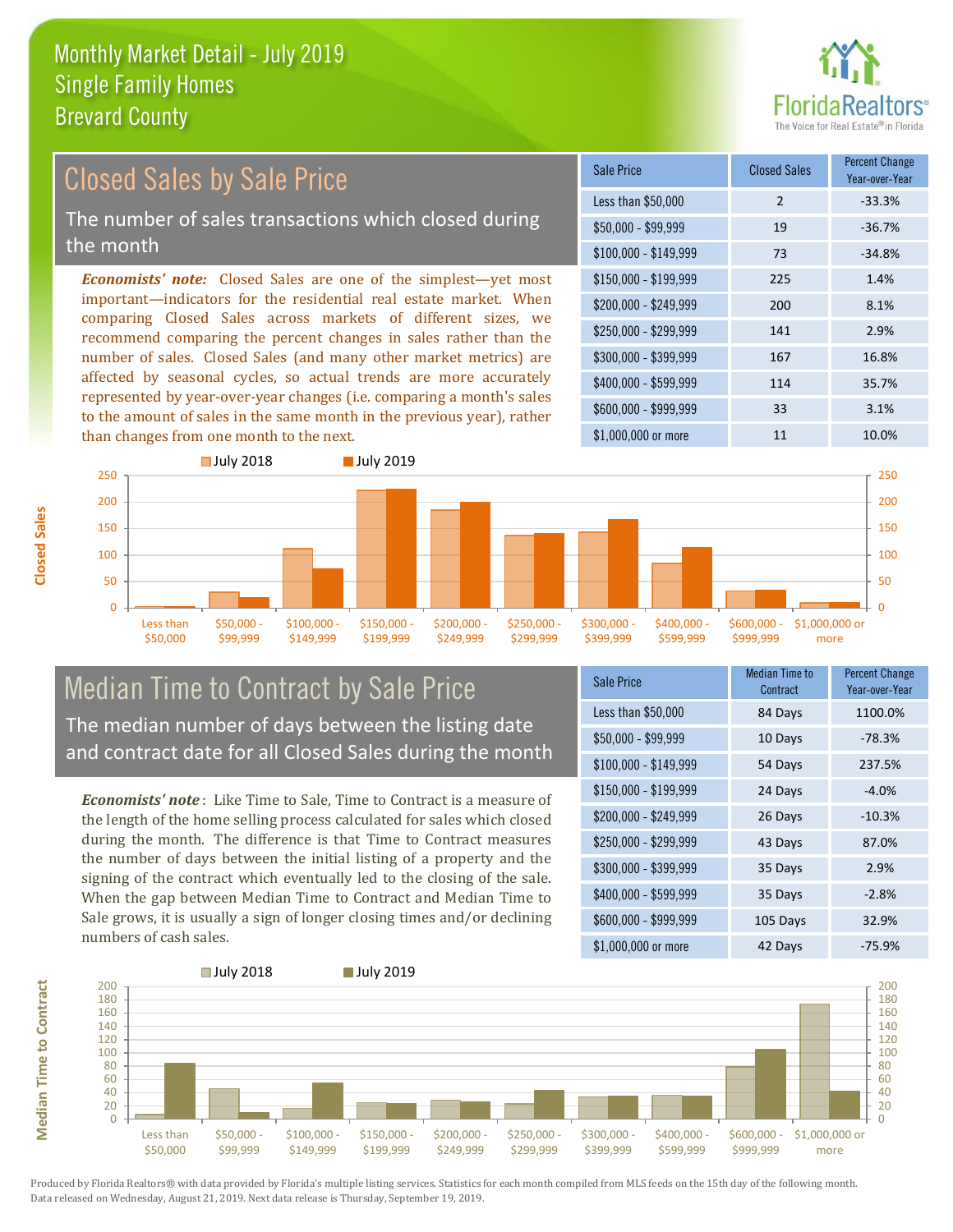# Monthly Market Detail - July 2019
## Single Family Homes
## Brevard County

## Closed Sales by Sale Price

The number of sales transactions which closed during the month

***Economists' note:*** Closed Sales are one of the simplest—yet most important—indicators for the residential real estate market. When comparing Closed Sales across markets of different sizes, we recommend comparing the percent changes in sales rather than the number of sales. Closed Sales (and many other market metrics) are affected by seasonal cycles, so actual trends are more accurately represented by year-over-year changes (i.e. comparing a month's sales to the amount of sales in the same month in the previous year), rather than changes from one month to the next.

| Sale Price | Closed Sales | Percent Change Year-over-Year |
|---|---|---|
| Less than $50,000 | 2 | -33.3% |
| $50,000 - $99,999 | 19 | -36.7% |
| $100,000 - $149,999 | 73 | -34.8% |
| $150,000 - $199,999 | 225 | 1.4% |
| $200,000 - $249,999 | 200 | 8.1% |
| $250,000 - $299,999 | 141 | 2.9% |
| $300,000 - $399,999 | 167 | 16.8% |
| $400,000 - $599,999 | 114 | 35.7% |
| $600,000 - $999,999 | 33 | 3.1% |
| $1,000,000 or more | 11 | 10.0% |

## Median Time to Contract by Sale Price

The median number of days between the listing date and contract date for all Closed Sales during the month

***Economists' note***: Like Time to Sale, Time to Contract is a measure of the length of the home selling process calculated for sales which closed during the month. The difference is that Time to Contract measures the number of days between the initial listing of a property and the signing of the contract which eventually led to the closing of the sale. When the gap between Median Time to Contract and Median Time to Sale grows, it is usually a sign of longer closing times and/or declining numbers of cash sales.

| Sale Price | Median Time to Contract | Percent Change Year-over-Year |
|---|---|---|
| Less than $50,000 | 84 Days | 1100.0% |
| $50,000 - $99,999 | 10 Days | -78.3% |
| $100,000 - $149,999 | 54 Days | 237.5% |
| $150,000 - $199,999 | 24 Days | -4.0% |
| $200,000 - $249,999 | 26 Days | -10.3% |
| $250,000 - $299,999 | 43 Days | 87.0% |
| $300,000 - $399,999 | 35 Days | 2.9% |
| $400,000 - $599,999 | 35 Days | -2.8% |
| $600,000 - $999,999 | 105 Days | 32.9% |
| $1,000,000 or more | 42 Days | -75.9% |

Produced by Florida Realtors® with data provided by Florida's multiple listing services. Statistics for each month compiled from MLS feeds on the 15th day of the following month. Data released on Wednesday, August 21, 2019. Next data release is Thursday, September 19, 2019.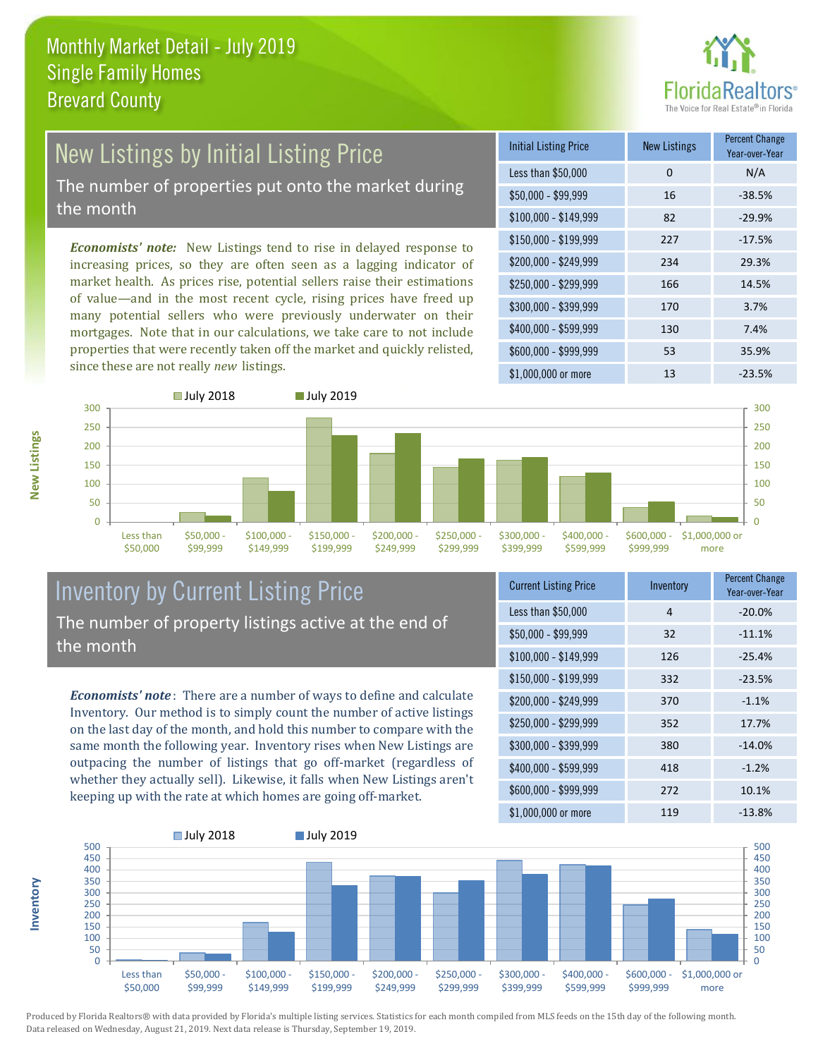# Monthly Market Detail - July 2019
## Single Family Homes
## Brevard County

## New Listings by Initial Listing Price

The number of properties put onto the market during the month

*Economists' note:* New Listings tend to rise in delayed response to increasing prices, so they are often seen as a lagging indicator of market health. As prices rise, potential sellers raise their estimations of value—and in the most recent cycle, rising prices have freed up many potential sellers who were previously underwater on their mortgages. Note that in our calculations, we take care to not include properties that were recently taken off the market and quickly relisted, since these are not really *new* listings.

| Initial Listing Price | New Listings | Percent Change Year-over-Year |
|---|---|---|
| Less than $50,000 | 0 | N/A |
| $50,000 - $99,999 | 16 | -38.5% |
| $100,000 - $149,999 | 82 | -29.9% |
| $150,000 - $199,999 | 227 | -17.5% |
| $200,000 - $249,999 | 234 | 29.3% |
| $250,000 - $299,999 | 166 | 14.5% |
| $300,000 - $399,999 | 170 | 3.7% |
| $400,000 - $599,999 | 130 | 7.4% |
| $600,000 - $999,999 | 53 | 35.9% |
| $1,000,000 or more | 13 | -23.5% |

## Inventory by Current Listing Price

The number of property listings active at the end of the month

*Economists' note*: There are a number of ways to define and calculate Inventory. Our method is to simply count the number of active listings on the last day of the month, and hold this number to compare with the same month the following year. Inventory rises when New Listings are outpacing the number of listings that go off-market (regardless of whether they actually sell). Likewise, it falls when New Listings aren't keeping up with the rate at which homes are going off-market.

| Current Listing Price | Inventory | Percent Change Year-over-Year |
|---|---|---|
| Less than $50,000 | 4 | -20.0% |
| $50,000 - $99,999 | 32 | -11.1% |
| $100,000 - $149,999 | 126 | -25.4% |
| $150,000 - $199,999 | 332 | -23.5% |
| $200,000 - $249,999 | 370 | -1.1% |
| $250,000 - $299,999 | 352 | 17.7% |
| $300,000 - $399,999 | 380 | -14.0% |
| $400,000 - $599,999 | 418 | -1.2% |
| $600,000 - $999,999 | 272 | 10.1% |
| $1,000,000 or more | 119 | -13.8% |

Produced by Florida Realtors® with data provided by Florida's multiple listing services. Statistics for each month compiled from MLS feeds on the 15th day of the following month. Data released on Wednesday, August 21, 2019. Next data release is Thursday, September 19, 2019.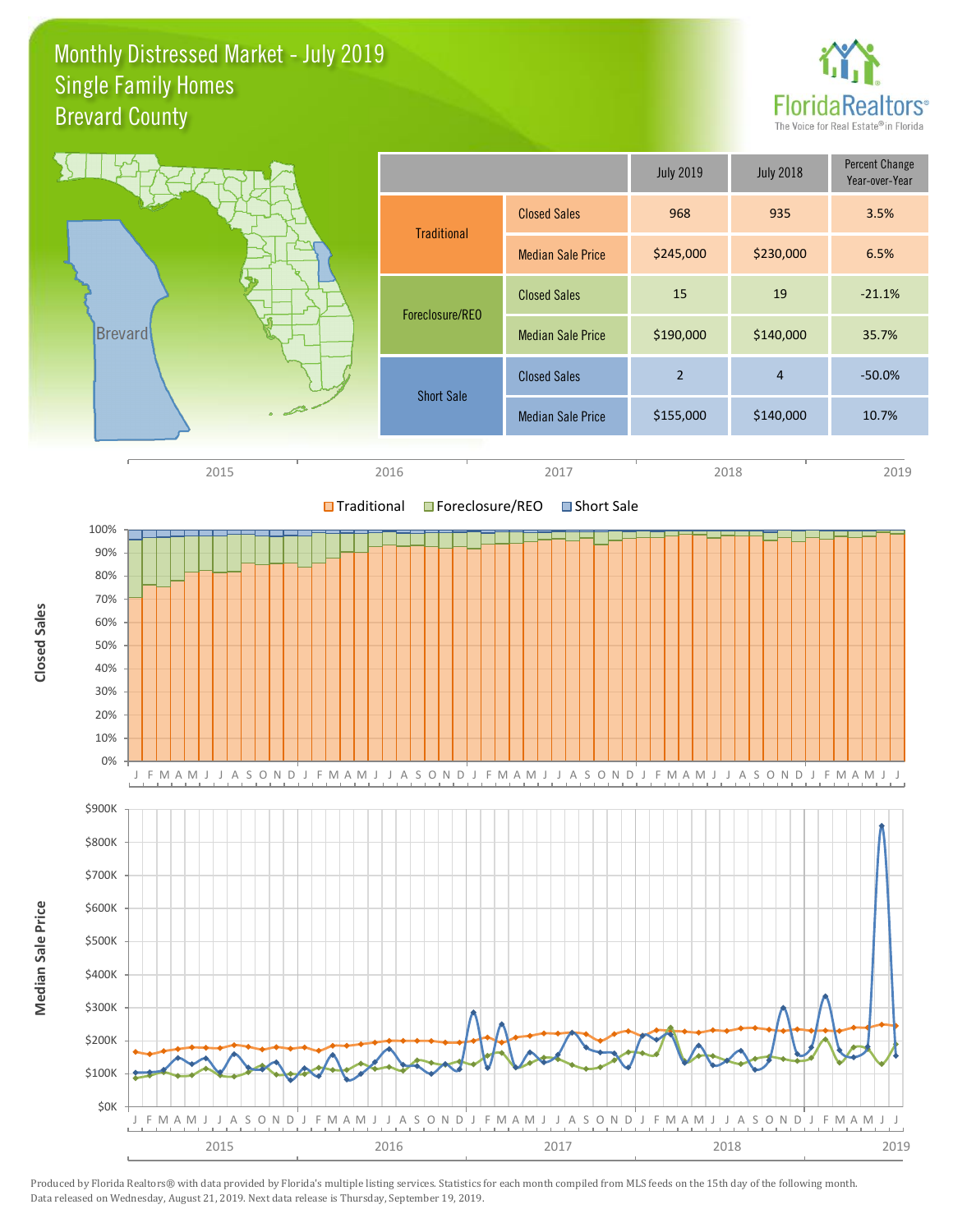# Monthly Distressed Market - July 2019
## Single Family Homes
## Brevard County

FloridaRealtors®
The Voice for Real Estate® in Florida

Brevard

| | | July 2019 | July 2018 | Percent Change Year-over-Year |
|---|---|---|---|---|
| Traditional | Closed Sales | 968 | 935 | 3.5% |
| | Median Sale Price | $245,000 | $230,000 | 6.5% |
| Foreclosure/REO | Closed Sales | 15 | 19 | -21.1% |
| | Median Sale Price | $190,000 | $140,000 | 35.7% |
| Short Sale | Closed Sales | 2 | 4 | -50.0% |
| | Median Sale Price | $155,000 | $140,000 | 10.7% |

2015 2016 2017 2018 2019

Traditional Foreclosure/REO Short Sale

Closed Sales

100% 90% 80% 70% 60% 50% 40% 30% 20% 10% 0%

J F M A M J J A S O N D J F M A M J J A S O N D J F M A M J J A S O N D J F M A M J J A S O N D J F M A M J J

Median Sale Price

$900K $800K $700K $600K $500K $400K $300K $200K $100K $0K

J F M A M J J A S O N D J F M A M J J A S O N D J F M A M J J A S O N D J F M A M J J A S O N D J F M A M J J

2015 2016 2017 2018 2019

Produced by Florida Realtors® with data provided by Florida's multiple listing services. Statistics for each month compiled from MLS feeds on the 15th day of the following month. Data released on Wednesday, August 21, 2019. Next data release is Thursday, September 19, 2019.